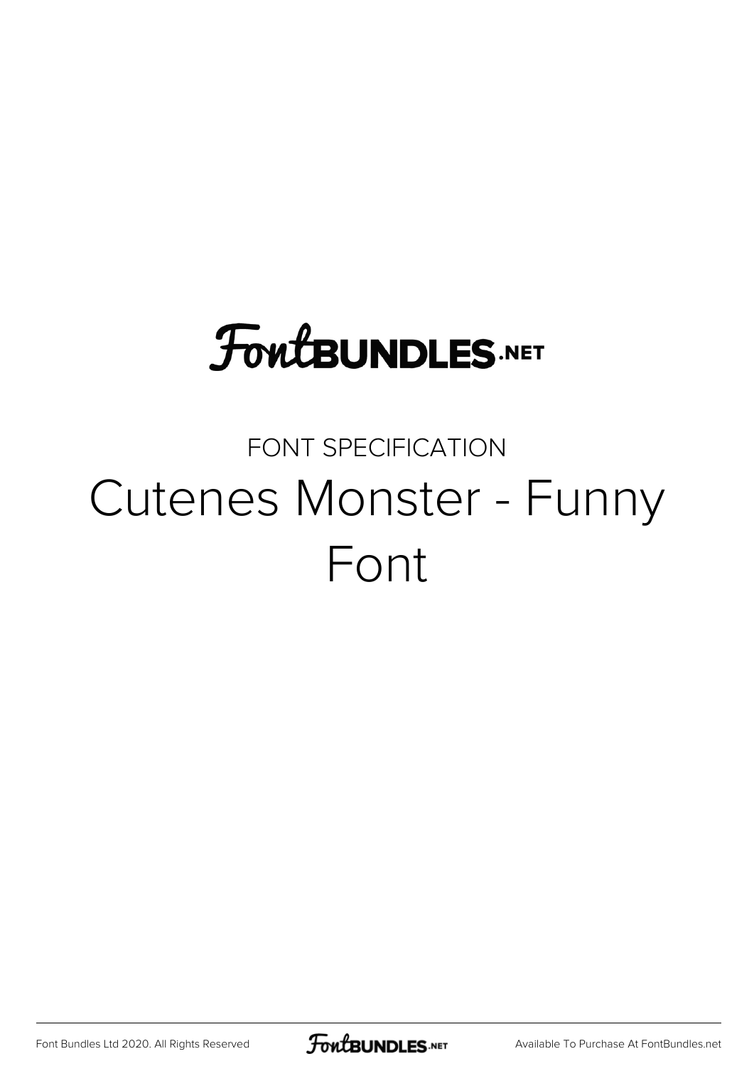FontBUNDLES.NET

FONT SPECIFICATION

# Cutenes Monster - Funny Font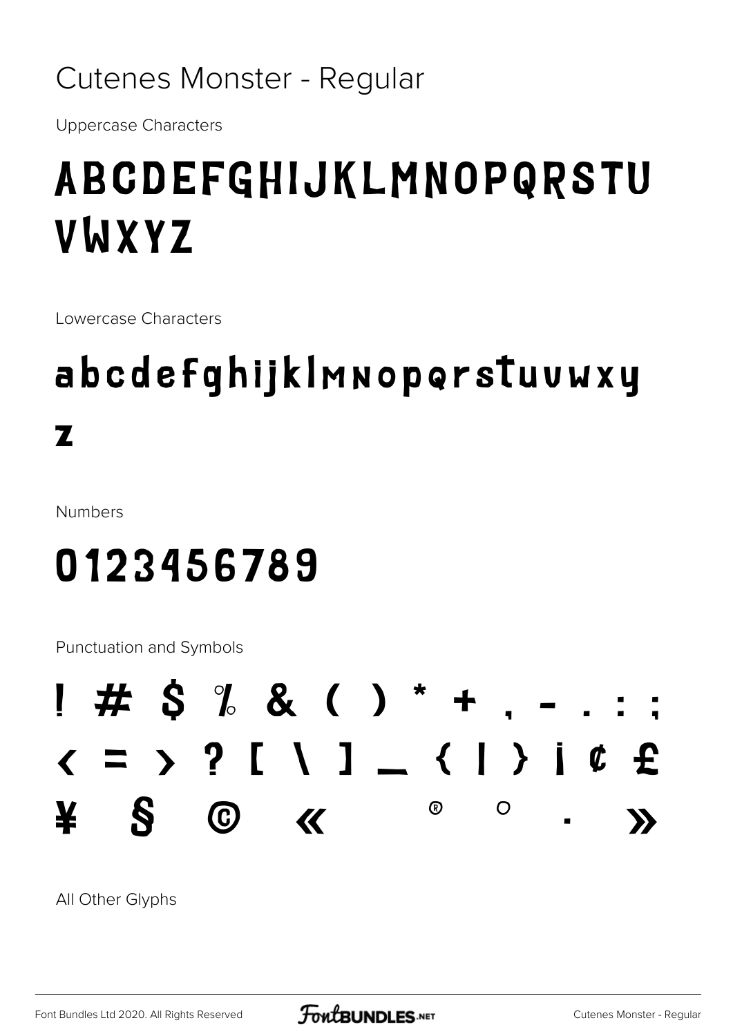# Cutenes Monster - Regular

Uppercase Characters

ABCDEFGHIJKLMNOPQRSTU
VWXYZ

Lowercase Characters

abcdefghijklmnopqrstuvwxy
z

Numbers

0123456789

Punctuation and Symbols

! # $ % & ( ) * + , - . : ;
< = > ? [ \ ] _ { | } ¡ ¢ £
¥ § © « ® ° · »

All Other Glyphs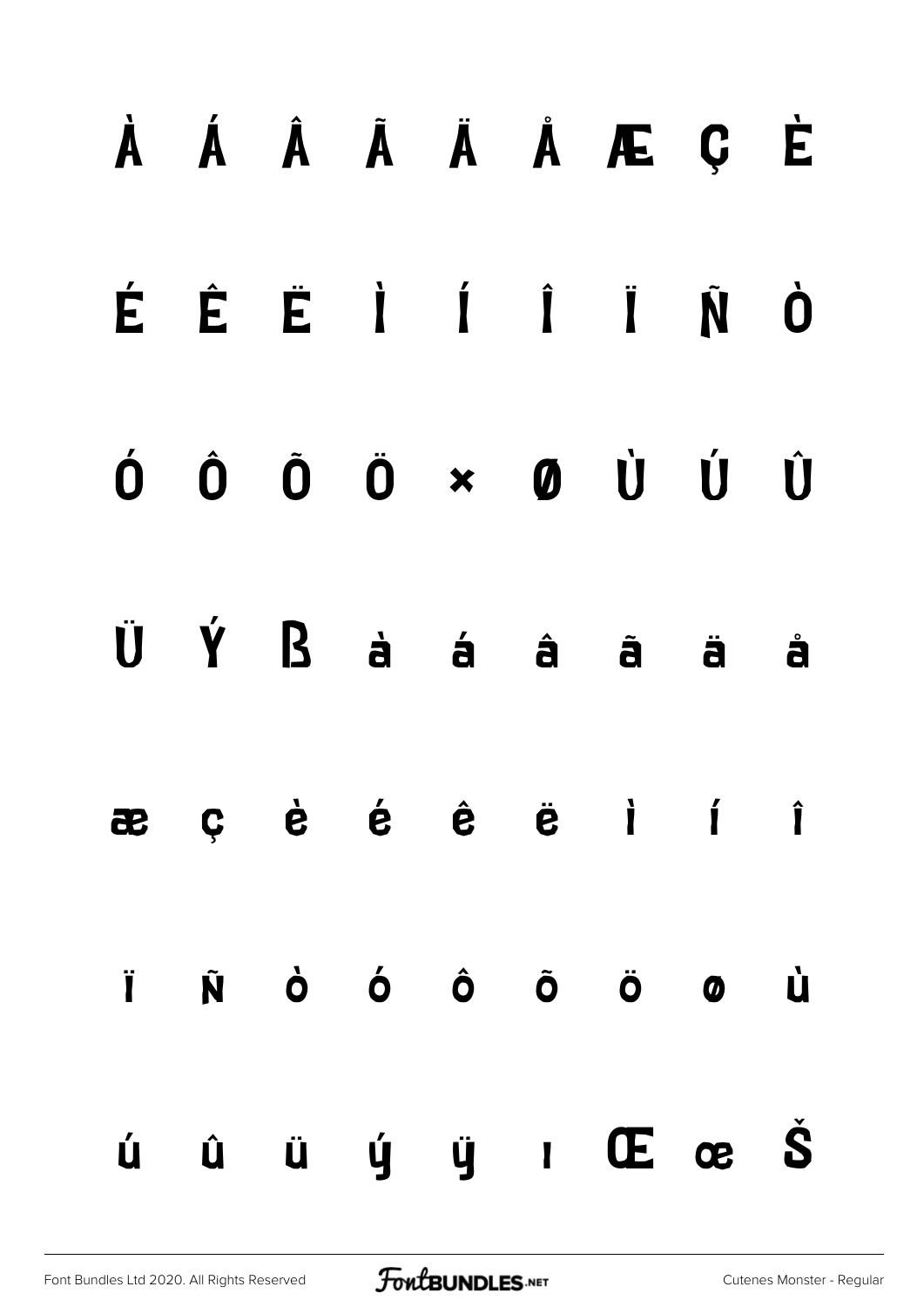À Á Â Ã Ä Å Æ Ç È

É Ê Ë Ì Í Î Ï Ñ Ò

Ó Ô Õ Ö × Ø Ù Ú Û

Ü Ý ß à á â ã ä å

æ ç è é ê ë ì í î

ï ñ ò ó ô õ ö ø ù

ú û ü ý ÿ ı Œ œ Š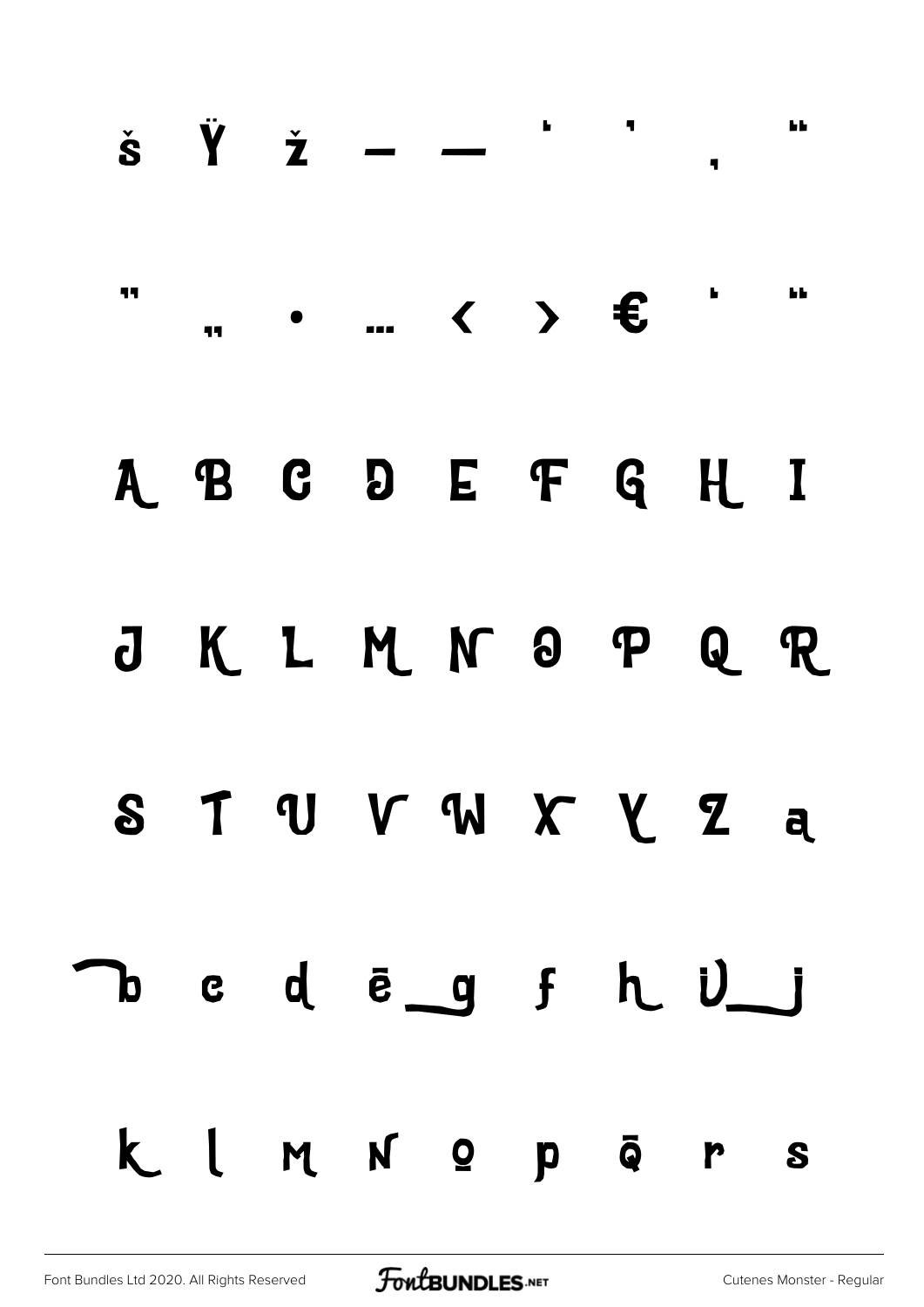š Ÿ ž – — ' ' ‚ "

" „ • … ‹ › € ' "

A B C D E F G H I

J K L M N O P Q R

S T U V W X Y Z a

b c d e f g h i j

k l m n o p q r s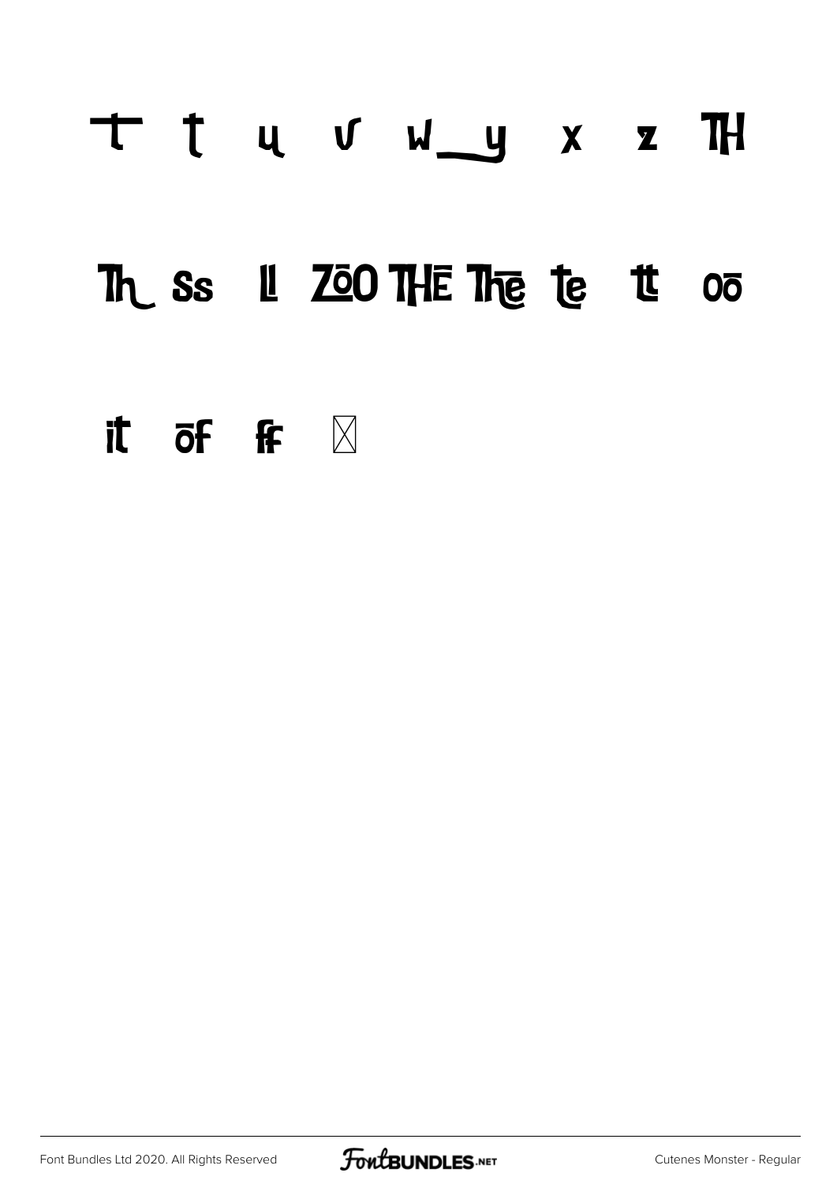t t u v w_y x z TH

Th_ Ss ll ZōO THĒ Thē te tt oō

it ōf ff